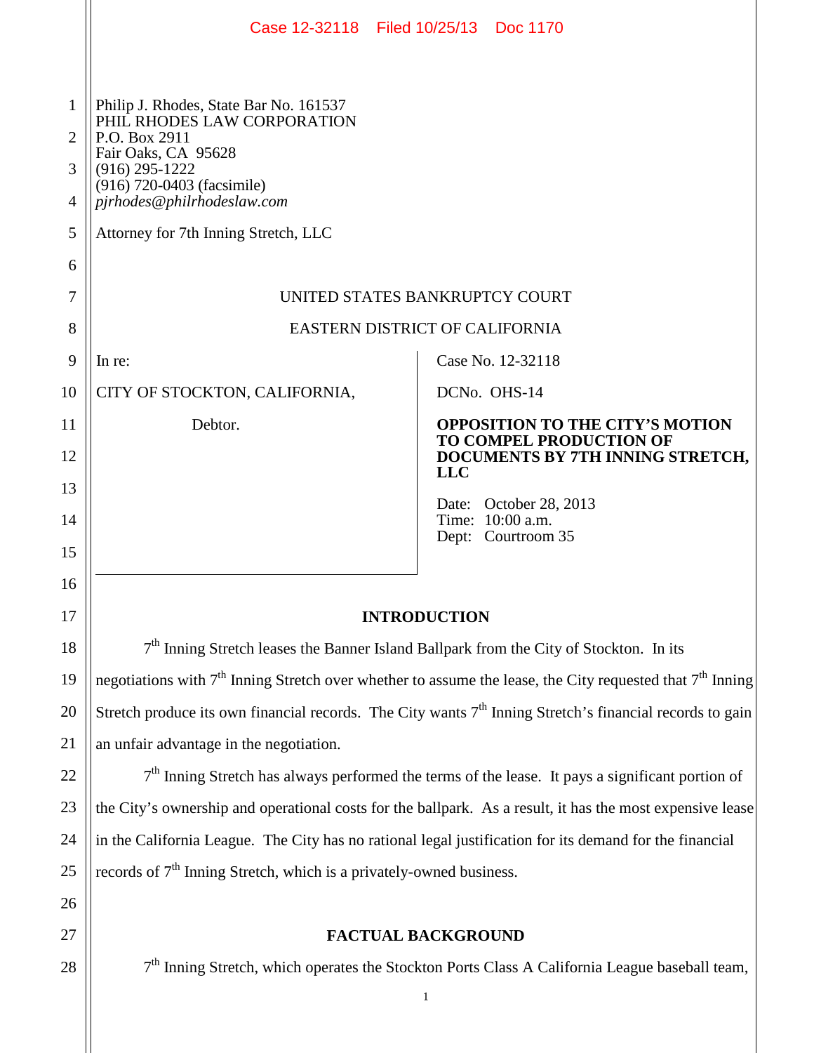Philip J. Rhodes, State Bar No. 161537
PHIL RHODES LAW CORPORATION
P.O. Box 2911
Fair Oaks, CA 95628
(916) 295-1222
(916) 720-0403 (facsimile)
*pjrhodes@philrhodeslaw.com*

Attorney for 7th Inning Stretch, LLC

UNITED STATES BANKRUPTCY COURT

EASTERN DISTRICT OF CALIFORNIA

In re:

CITY OF STOCKTON, CALIFORNIA,

Debtor.

Case No. 12-32118

DCNo. OHS-14

**OPPOSITION TO THE CITY'S MOTION TO COMPEL PRODUCTION OF DOCUMENTS BY 7TH INNING STRETCH, LLC**

Date: October 28, 2013
Time: 10:00 a.m.
Dept: Courtroom 35

## INTRODUCTION

7th Inning Stretch leases the Banner Island Ballpark from the City of Stockton. In its negotiations with 7th Inning Stretch over whether to assume the lease, the City requested that 7th Inning Stretch produce its own financial records. The City wants 7th Inning Stretch's financial records to gain an unfair advantage in the negotiation.

7th Inning Stretch has always performed the terms of the lease. It pays a significant portion of the City's ownership and operational costs for the ballpark. As a result, it has the most expensive lease in the California League. The City has no rational legal justification for its demand for the financial records of 7th Inning Stretch, which is a privately-owned business.

## FACTUAL BACKGROUND

7th Inning Stretch, which operates the Stockton Ports Class A California League baseball team,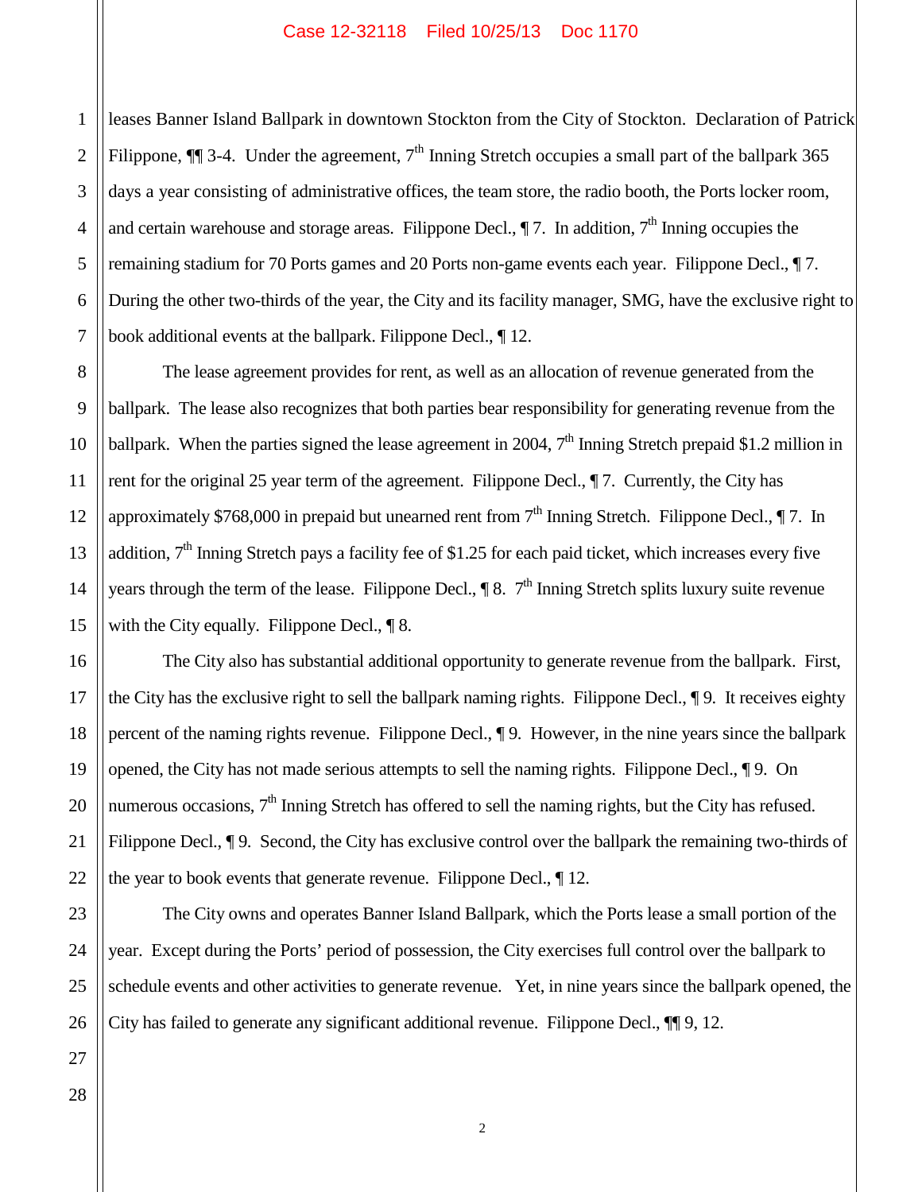leases Banner Island Ballpark in downtown Stockton from the City of Stockton. Declaration of Patrick Filippone, ¶¶ 3-4. Under the agreement, 7th Inning Stretch occupies a small part of the ballpark 365 days a year consisting of administrative offices, the team store, the radio booth, the Ports locker room, and certain warehouse and storage areas. Filippone Decl., ¶ 7. In addition, 7th Inning occupies the remaining stadium for 70 Ports games and 20 Ports non-game events each year. Filippone Decl., ¶ 7. During the other two-thirds of the year, the City and its facility manager, SMG, have the exclusive right to book additional events at the ballpark. Filippone Decl., ¶ 12.

The lease agreement provides for rent, as well as an allocation of revenue generated from the ballpark. The lease also recognizes that both parties bear responsibility for generating revenue from the ballpark. When the parties signed the lease agreement in 2004, 7th Inning Stretch prepaid $1.2 million in rent for the original 25 year term of the agreement. Filippone Decl., ¶ 7. Currently, the City has approximately $768,000 in prepaid but unearned rent from 7th Inning Stretch. Filippone Decl., ¶ 7. In addition, 7th Inning Stretch pays a facility fee of $1.25 for each paid ticket, which increases every five years through the term of the lease. Filippone Decl., ¶ 8. 7th Inning Stretch splits luxury suite revenue with the City equally. Filippone Decl., ¶ 8.

The City also has substantial additional opportunity to generate revenue from the ballpark. First, the City has the exclusive right to sell the ballpark naming rights. Filippone Decl., ¶ 9. It receives eighty percent of the naming rights revenue. Filippone Decl., ¶ 9. However, in the nine years since the ballpark opened, the City has not made serious attempts to sell the naming rights. Filippone Decl., ¶ 9. On numerous occasions, 7th Inning Stretch has offered to sell the naming rights, but the City has refused. Filippone Decl., ¶ 9. Second, the City has exclusive control over the ballpark the remaining two-thirds of the year to book events that generate revenue. Filippone Decl., ¶ 12.

The City owns and operates Banner Island Ballpark, which the Ports lease a small portion of the year. Except during the Ports' period of possession, the City exercises full control over the ballpark to schedule events and other activities to generate revenue. Yet, in nine years since the ballpark opened, the City has failed to generate any significant additional revenue. Filippone Decl., ¶¶ 9, 12.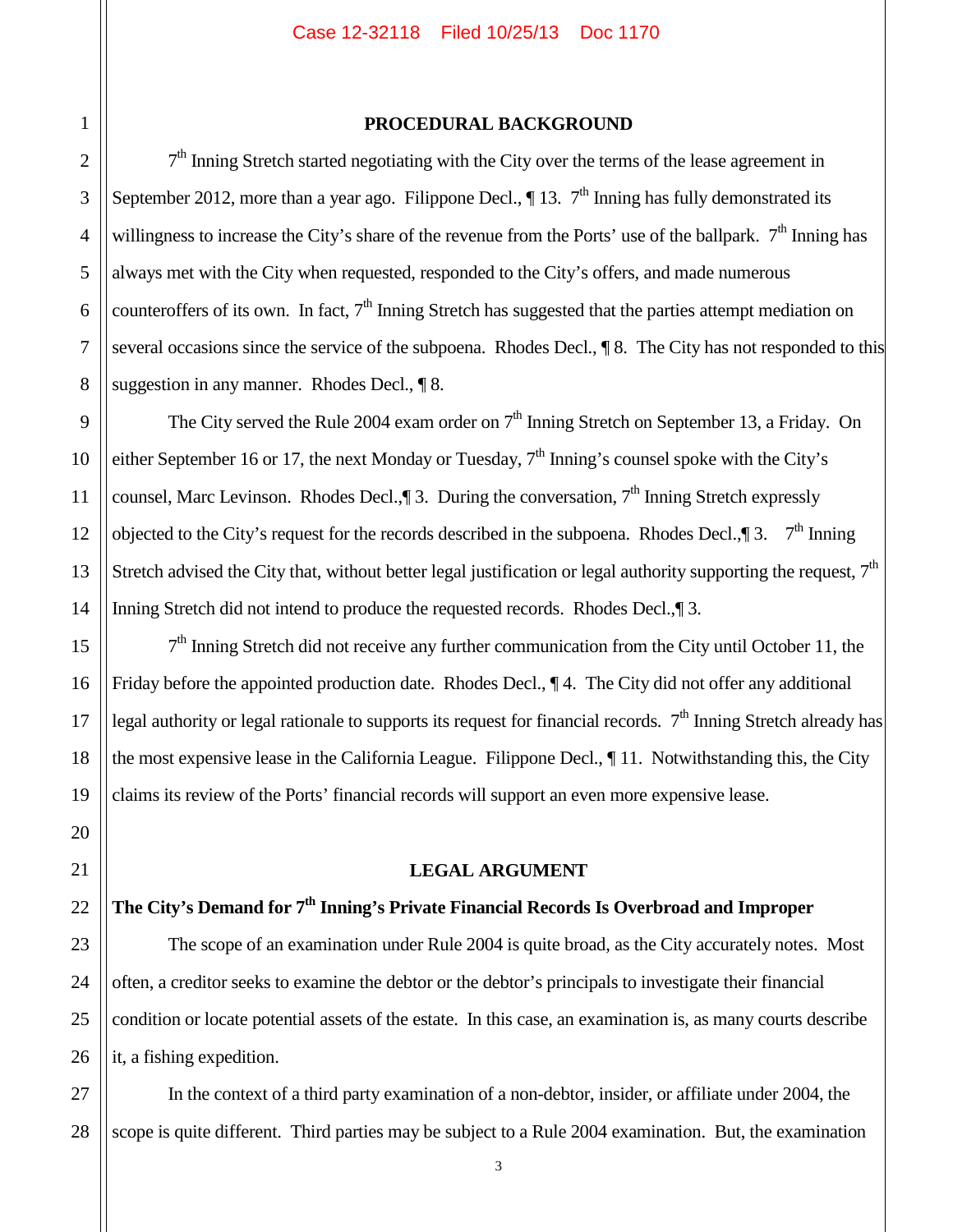## PROCEDURAL BACKGROUND

7th Inning Stretch started negotiating with the City over the terms of the lease agreement in September 2012, more than a year ago. Filippone Decl., ¶ 13. 7th Inning has fully demonstrated its willingness to increase the City's share of the revenue from the Ports' use of the ballpark. 7th Inning has always met with the City when requested, responded to the City's offers, and made numerous counteroffers of its own. In fact, 7th Inning Stretch has suggested that the parties attempt mediation on several occasions since the service of the subpoena. Rhodes Decl., ¶ 8. The City has not responded to this suggestion in any manner. Rhodes Decl., ¶ 8.

The City served the Rule 2004 exam order on 7th Inning Stretch on September 13, a Friday. On either September 16 or 17, the next Monday or Tuesday, 7th Inning's counsel spoke with the City's counsel, Marc Levinson. Rhodes Decl.,¶ 3. During the conversation, 7th Inning Stretch expressly objected to the City's request for the records described in the subpoena. Rhodes Decl.,¶ 3. 7th Inning Stretch advised the City that, without better legal justification or legal authority supporting the request, 7th Inning Stretch did not intend to produce the requested records. Rhodes Decl.,¶ 3.

7th Inning Stretch did not receive any further communication from the City until October 11, the Friday before the appointed production date. Rhodes Decl., ¶ 4. The City did not offer any additional legal authority or legal rationale to supports its request for financial records. 7th Inning Stretch already has the most expensive lease in the California League. Filippone Decl., ¶ 11. Notwithstanding this, the City claims its review of the Ports' financial records will support an even more expensive lease.

## LEGAL ARGUMENT

**The City's Demand for 7th Inning's Private Financial Records Is Overbroad and Improper**

The scope of an examination under Rule 2004 is quite broad, as the City accurately notes. Most often, a creditor seeks to examine the debtor or the debtor's principals to investigate their financial condition or locate potential assets of the estate. In this case, an examination is, as many courts describe it, a fishing expedition.

In the context of a third party examination of a non-debtor, insider, or affiliate under 2004, the scope is quite different. Third parties may be subject to a Rule 2004 examination. But, the examination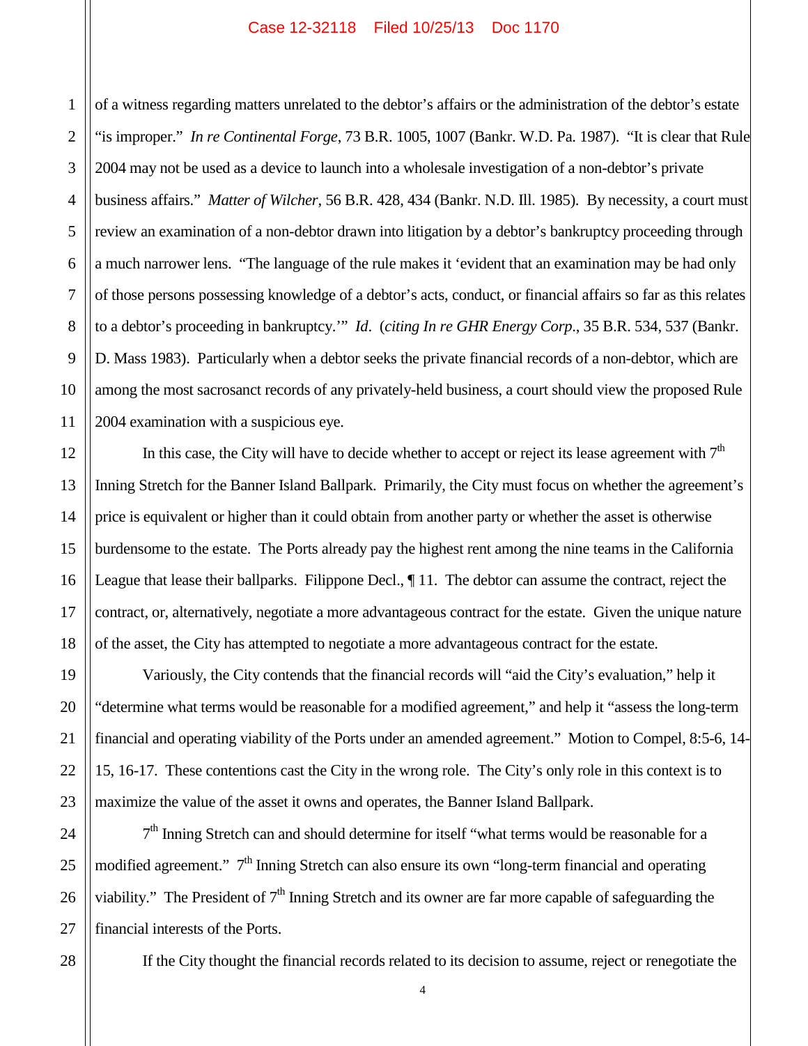of a witness regarding matters unrelated to the debtor's affairs or the administration of the debtor's estate "is improper." *In re Continental Forge*, 73 B.R. 1005, 1007 (Bankr. W.D. Pa. 1987). "It is clear that Rule 2004 may not be used as a device to launch into a wholesale investigation of a non-debtor's private business affairs." *Matter of Wilcher*, 56 B.R. 428, 434 (Bankr. N.D. Ill. 1985). By necessity, a court must review an examination of a non-debtor drawn into litigation by a debtor's bankruptcy proceeding through a much narrower lens. "The language of the rule makes it 'evident that an examination may be had only of those persons possessing knowledge of a debtor's acts, conduct, or financial affairs so far as this relates to a debtor's proceeding in bankruptcy.'" *Id*. (*citing In re GHR Energy Corp*., 35 B.R. 534, 537 (Bankr. D. Mass 1983). Particularly when a debtor seeks the private financial records of a non-debtor, which are among the most sacrosanct records of any privately-held business, a court should view the proposed Rule 2004 examination with a suspicious eye.

In this case, the City will have to decide whether to accept or reject its lease agreement with 7th Inning Stretch for the Banner Island Ballpark. Primarily, the City must focus on whether the agreement's price is equivalent or higher than it could obtain from another party or whether the asset is otherwise burdensome to the estate. The Ports already pay the highest rent among the nine teams in the California League that lease their ballparks. Filippone Decl., ¶ 11. The debtor can assume the contract, reject the contract, or, alternatively, negotiate a more advantageous contract for the estate. Given the unique nature of the asset, the City has attempted to negotiate a more advantageous contract for the estate.

Variously, the City contends that the financial records will "aid the City's evaluation," help it "determine what terms would be reasonable for a modified agreement," and help it "assess the long-term financial and operating viability of the Ports under an amended agreement." Motion to Compel, 8:5-6, 14-15, 16-17. These contentions cast the City in the wrong role. The City's only role in this context is to maximize the value of the asset it owns and operates, the Banner Island Ballpark.

7th Inning Stretch can and should determine for itself "what terms would be reasonable for a modified agreement." 7th Inning Stretch can also ensure its own "long-term financial and operating viability." The President of 7th Inning Stretch and its owner are far more capable of safeguarding the financial interests of the Ports.

If the City thought the financial records related to its decision to assume, reject or renegotiate the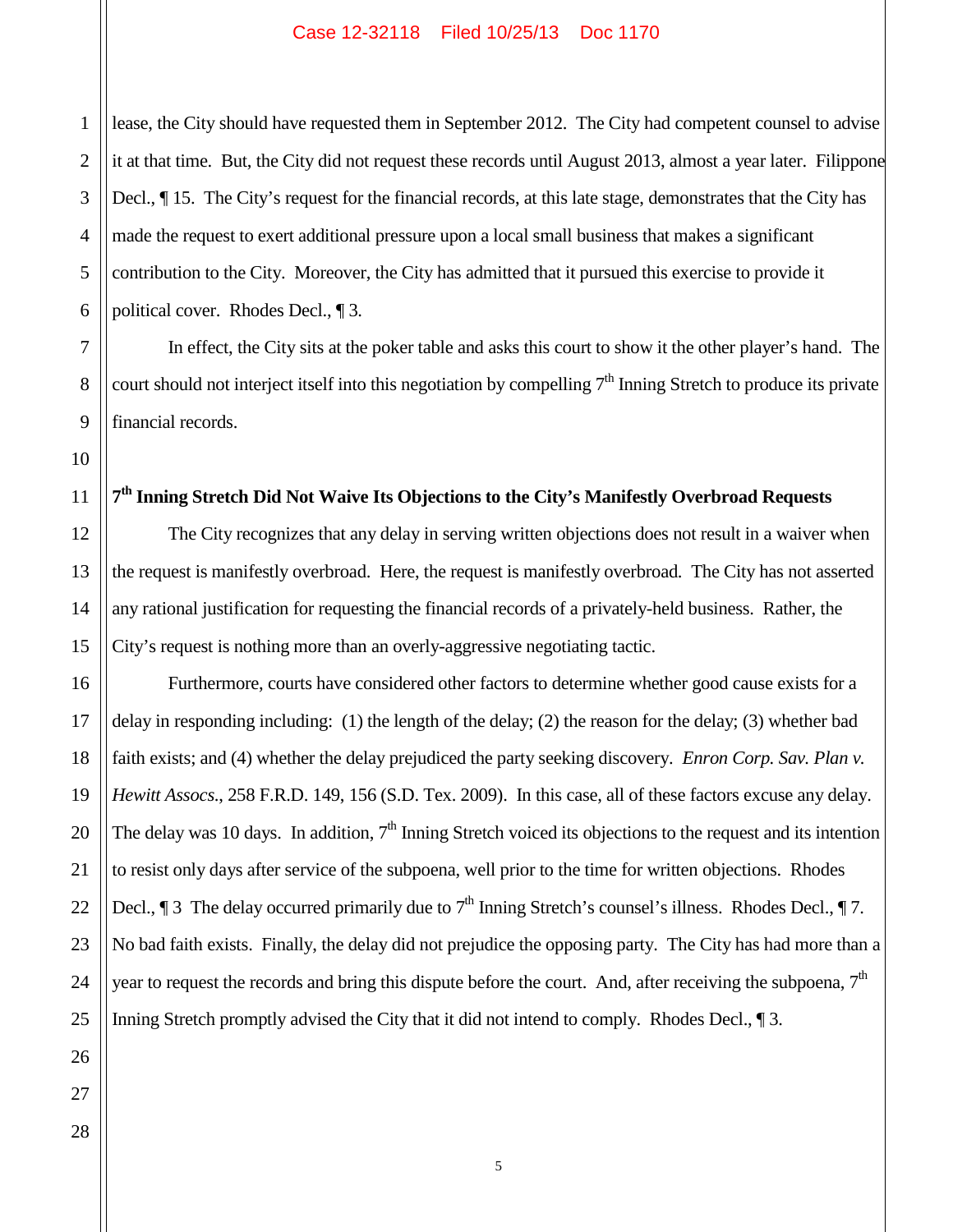lease, the City should have requested them in September 2012. The City had competent counsel to advise it at that time. But, the City did not request these records until August 2013, almost a year later. Filippone Decl., ¶ 15. The City's request for the financial records, at this late stage, demonstrates that the City has made the request to exert additional pressure upon a local small business that makes a significant contribution to the City. Moreover, the City has admitted that it pursued this exercise to provide it political cover. Rhodes Decl., ¶ 3.

In effect, the City sits at the poker table and asks this court to show it the other player's hand. The court should not interject itself into this negotiation by compelling 7th Inning Stretch to produce its private financial records.

**7th Inning Stretch Did Not Waive Its Objections to the City's Manifestly Overbroad Requests**

The City recognizes that any delay in serving written objections does not result in a waiver when the request is manifestly overbroad. Here, the request is manifestly overbroad. The City has not asserted any rational justification for requesting the financial records of a privately-held business. Rather, the City's request is nothing more than an overly-aggressive negotiating tactic.

Furthermore, courts have considered other factors to determine whether good cause exists for a delay in responding including: (1) the length of the delay; (2) the reason for the delay; (3) whether bad faith exists; and (4) whether the delay prejudiced the party seeking discovery. *Enron Corp. Sav. Plan v. Hewitt Assocs*., 258 F.R.D. 149, 156 (S.D. Tex. 2009). In this case, all of these factors excuse any delay. The delay was 10 days. In addition, 7th Inning Stretch voiced its objections to the request and its intention to resist only days after service of the subpoena, well prior to the time for written objections. Rhodes Decl., ¶ 3 The delay occurred primarily due to 7th Inning Stretch's counsel's illness. Rhodes Decl., ¶ 7. No bad faith exists. Finally, the delay did not prejudice the opposing party. The City has had more than a year to request the records and bring this dispute before the court. And, after receiving the subpoena, 7th Inning Stretch promptly advised the City that it did not intend to comply. Rhodes Decl., ¶ 3.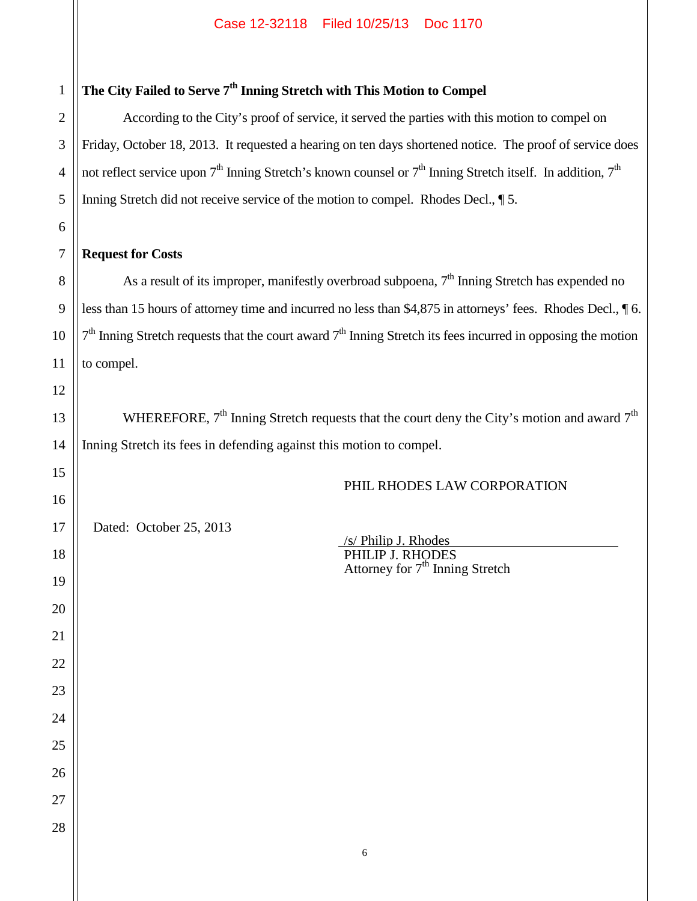**The City Failed to Serve 7th Inning Stretch with This Motion to Compel**

According to the City's proof of service, it served the parties with this motion to compel on Friday, October 18, 2013. It requested a hearing on ten days shortened notice. The proof of service does not reflect service upon 7th Inning Stretch's known counsel or 7th Inning Stretch itself. In addition, 7th Inning Stretch did not receive service of the motion to compel. Rhodes Decl., ¶ 5.

**Request for Costs**

As a result of its improper, manifestly overbroad subpoena, 7th Inning Stretch has expended no less than 15 hours of attorney time and incurred no less than $4,875 in attorneys' fees. Rhodes Decl., ¶ 6. 7th Inning Stretch requests that the court award 7th Inning Stretch its fees incurred in opposing the motion to compel.

WHEREFORE, 7th Inning Stretch requests that the court deny the City's motion and award 7th Inning Stretch its fees in defending against this motion to compel.

PHIL RHODES LAW CORPORATION

Dated: October 25, 2013

/s/ Philip J. Rhodes
PHILIP J. RHODES
Attorney for 7th Inning Stretch